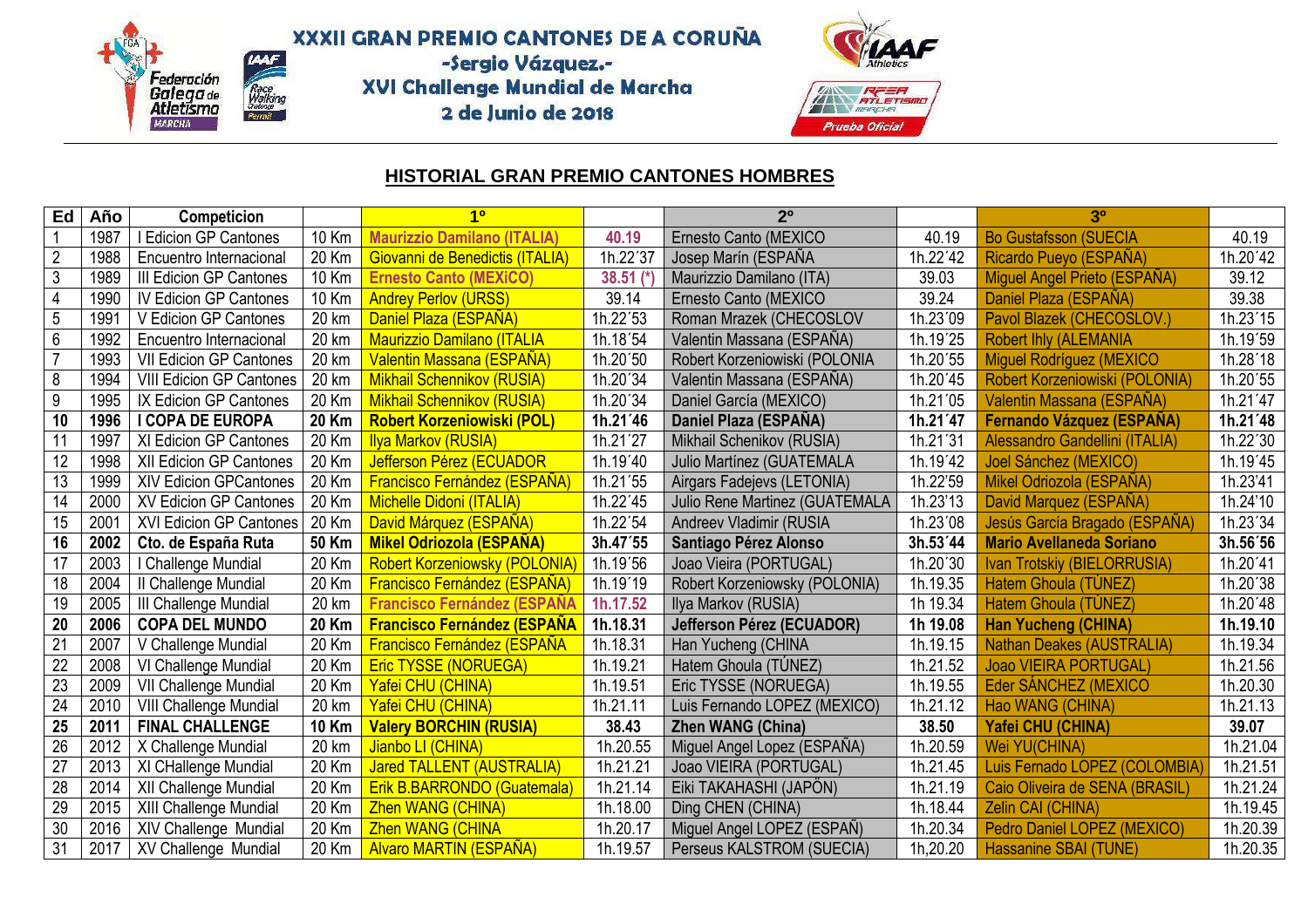# XXXII GRAN PREMIO CANTONES DE A CORUÑA

-Sergio Vázquez.-

XVI Challenge Mundial de Marcha

2 de Junio de 2018

## HISTORIAL GRAN PREMIO CANTONES HOMBRES

| Ed | Año | Competicion | | 1º | | 2º | | 3º | |
|---|---|---|---|---|---|---|---|---|---|
| 1 | 1987 | I Edicion GP Cantones | 10 Km | Maurizzio Damilano (ITALIA) | 40.19 | Ernesto Canto (MEXICO | 40.19 | Bo Gustafsson (SUECIA | 40.19 |
| 2 | 1988 | Encuentro Internacional | 20 Km | Giovanni de Benedictis (ITALIA) | 1h.22´37 | Josep Marín (ESPAÑA | 1h.22´42 | Ricardo Pueyo (ESPAÑA) | 1h.20´42 |
| 3 | 1989 | III Edicion GP Cantones | 10 Km | Ernesto Canto (MEXiCO) | 38.51 (*) | Maurizzio Damilano (ITA) | 39.03 | Miguel Angel Prieto (ESPAÑA) | 39.12 |
| 4 | 1990 | IV Edicion GP Cantones | 10 Km | Andrey Perlov (URSS) | 39.14 | Ernesto Canto (MEXICO | 39.24 | Daniel Plaza (ESPAÑA) | 39.38 |
| 5 | 1991 | V Edicion GP Cantones | 20 km | Daniel Plaza (ESPAÑA) | 1h.22´53 | Roman Mrazek (CHECOSLOV | 1h.23´09 | Pavol Blazek (CHECOSLOV.) | 1h.23´15 |
| 6 | 1992 | Encuentro Internacional | 20 km | Maurizzio Damilano (ITALIA | 1h.18´54 | Valentin Massana (ESPAÑA) | 1h.19´25 | Robert Ihly (ALEMANIA | 1h.19´59 |
| 7 | 1993 | VII Edicion GP Cantones | 20 km | Valentin Massana (ESPAÑA) | 1h.20´50 | Robert Korzeniowiski (POLONIA | 1h.20´55 | Miguel Rodríguez (MEXICO | 1h.28´18 |
| 8 | 1994 | VIII Edicion GP Cantones | 20 km | Mikhail Schennikov (RUSIA) | 1h.20´34 | Valentin Massana (ESPAÑA) | 1h.20´45 | Robert Korzeniowiski (POLONIA) | 1h.20´55 |
| 9 | 1995 | IX Edicion GP Cantones | 20 Km | Mikhail Schennikov (RUSIA) | 1h.20´34 | Daniel García (MEXICO) | 1h.21´05 | Valentin Massana (ESPAÑA) | 1h.21´47 |
| **10** | **1996** | **I COPA DE EUROPA** | **20 Km** | **Robert Korzeniowiski (POL)** | **1h.21´46** | **Daniel Plaza (ESPAÑA)** | **1h.21´47** | **Fernando Vázquez (ESPAÑA)** | **1h.21´48** |
| 11 | 1997 | XI Edicion GP Cantones | 20 Km | Ilya Markov (RUSIA) | 1h.21´27 | Mikhail Schenikov (RUSIA) | 1h.21´31 | Alessandro Gandellini (ITALIA) | 1h.22´30 |
| 12 | 1998 | XII Edicion GP Cantones | 20 Km | Jefferson Pérez (ECUADOR | 1h.19´40 | Julio Martínez (GUATEMALA | 1h.19´42 | Joel Sánchez (MEXICO) | 1h.19´45 |
| 13 | 1999 | XIV Edicion GPCantones | 20 Km | Francisco Fernández (ESPAÑA) | 1h.21´55 | Airgars Fadejevs (LETONIA) | 1h.22'59 | Mikel Odriozola (ESPAÑA) | 1h.23'41 |
| 14 | 2000 | XV Edicion GP Cantones | 20 Km | Michelle Didoni (ITALIA) | 1h.22´45 | Julio Rene Martinez (GUATEMALA | 1h.23'13 | David Marquez (ESPAÑA) | 1h.24'10 |
| 15 | 2001 | XVI Edicion GP Cantones | 20 Km | David Márquez (ESPAÑA) | 1h.22´54 | Andreev Vladimir (RUSIA | 1h.23´08 | Jesús García Bragado (ESPAÑA) | 1h.23´34 |
| **16** | **2002** | **Cto. de España Ruta** | **50 Km** | **Mikel Odriozola (ESPAÑA)** | **3h.47´55** | **Santiago Pérez Alonso** | **3h.53´44** | **Mario Avellaneda Soriano** | **3h.56´56** |
| 17 | 2003 | I Challenge Mundial | 20 Km | Robert Korzeniowsky (POLONIA) | 1h.19´56 | Joao Vieira (PORTUGAL) | 1h.20´30 | Ivan Trotskiy (BIELORRUSIA) | 1h.20´41 |
| 18 | 2004 | II Challenge Mundial | 20 Km | Francisco Fernández (ESPAÑA) | 1h.19´19 | Robert Korzeniowsky (POLONIA) | 1h.19.35 | Hatem Ghoula (TÚNEZ) | 1h.20´38 |
| 19 | 2005 | III Challenge Mundial | 20 km | Francisco Fernández (ESPAÑA | 1h.17.52 | Ilya Markov (RUSIA) | 1h 19.34 | Hatem Ghoula (TÚNEZ) | 1h.20´48 |
| **20** | **2006** | **COPA DEL MUNDO** | **20 Km** | **Francisco Fernández (ESPAÑA** | **1h.18.31** | **Jefferson Pérez (ECUADOR)** | **1h 19.08** | **Han Yucheng (CHINA)** | **1h.19.10** |
| 21 | 2007 | V Challenge Mundial | 20 Km | Francisco Fernández (ESPAÑA | 1h.18.31 | Han Yucheng (CHINA | 1h.19.15 | Nathan Deakes (AUSTRALIA) | 1h.19.34 |
| 22 | 2008 | VI Challenge Mundial | 20 Km | Eric TYSSE (NORUEGA) | 1h.19.21 | Hatem Ghoula (TÚNEZ) | 1h.21.52 | Joao VIEIRA PORTUGAL) | 1h.21.56 |
| 23 | 2009 | VII Challenge Mundial | 20 Km | Yafei CHU (CHINA) | 1h.19.51 | Eric TYSSE (NORUEGA) | 1h.19.55 | Eder SÁNCHEZ (MEXICO | 1h.20.30 |
| 24 | 2010 | VIII Challenge Mundial | 20 km | Yafei CHU (CHINA) | 1h.21.11 | Luis Fernando LOPEZ (MEXICO) | 1h.21.12 | Hao WANG (CHINA) | 1h.21.13 |
| **25** | **2011** | **FINAL CHALLENGE** | **10 Km** | **Valery BORCHIN (RUSIA)** | **38.43** | **Zhen WANG (China)** | **38.50** | **Yafei CHU (CHINA)** | **39.07** |
| 26 | 2012 | X Challenge Mundial | 20 km | Jianbo LI (CHINA) | 1h.20.55 | Miguel Angel Lopez (ESPAÑA) | 1h.20.59 | Wei YU(CHINA) | 1h.21.04 |
| 27 | 2013 | XI CHallenge Mundial | 20 Km | Jared TALLENT (AUSTRALIA) | 1h.21.21 | Joao VIEIRA (PORTUGAL) | 1h.21.45 | Luis Fernado LOPEZ (COLOMBIA) | 1h.21.51 |
| 28 | 2014 | XII Challenge Mundial | 20 Km | Erik B.BARRONDO (Guatemala) | 1h.21.14 | Eiki TAKAHASHI (JAPÓN) | 1h.21.19 | Caio Oliveira de SENA (BRASIL) | 1h.21.24 |
| 29 | 2015 | XIII Challenge Mundial | 20 Km | Zhen WANG (CHINA) | 1h.18.00 | Ding CHEN (CHINA) | 1h.18.44 | Zelin CAI (CHINA) | 1h.19.45 |
| 30 | 2016 | XIV Challenge Mundial | 20 Km | Zhen WANG (CHINA | 1h.20.17 | Miguel Angel LOPEZ (ESPAÑ) | 1h.20.34 | Pedro Daniel LOPEZ (MEXICO) | 1h.20.39 |
| 31 | 2017 | XV Challenge Mundial | 20 Km | Alvaro MARTIN (ESPAÑA) | 1h.19.57 | Perseus KALSTROM (SUECIA) | 1h,20.20 | Hassanine SBAI (TUNE) | 1h.20.35 |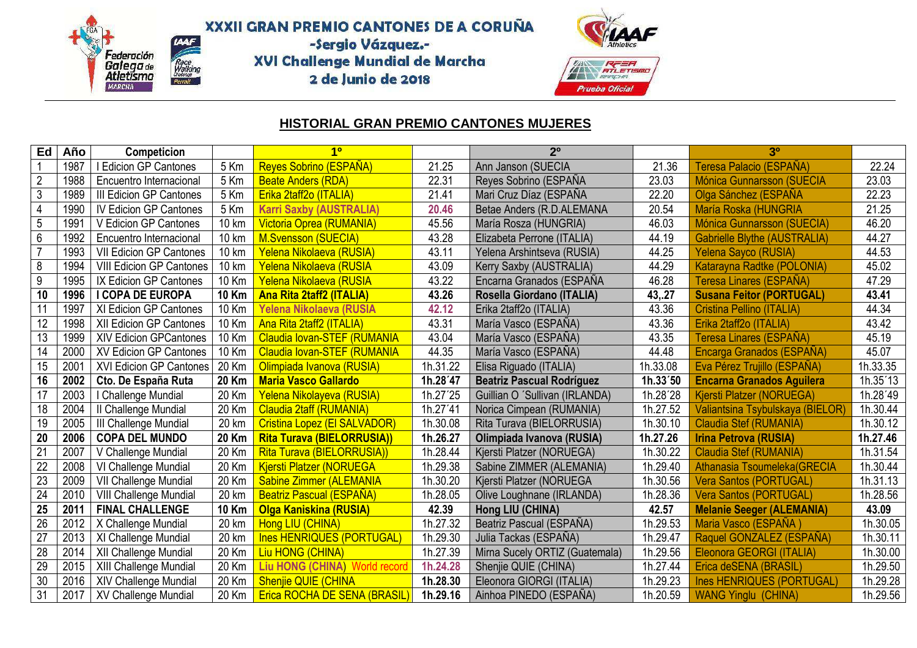# XXXII GRAN PREMIO CANTONES DE A CORUÑA

-Sergio Vázquez.-

XVI Challenge Mundial de Marcha

2 de Junio de 2018

## HISTORIAL GRAN PREMIO CANTONES MUJERES

| Ed | Año | Competicion | | 1º | | 2º | | 3º | |
|---|---|---|---|---|---|---|---|---|---|
| 1 | 1987 | I Edicion GP Cantones | 5 Km | Reyes Sobrino (ESPAÑA) | 21.25 | Ann Janson (SUECIA | 21.36 | Teresa Palacio (ESPAÑA) | 22.24 |
| 2 | 1988 | Encuentro Internacional | 5 Km | Beate Anders (RDA) | 22.31 | Reyes Sobrino (ESPAÑA | 23.03 | Mónica Gunnarsson (SUECIA | 23.03 |
| 3 | 1989 | III Edicion GP Cantones | 5 Km | Erika 2taff2o (ITALIA) | 21.41 | Mari Cruz Díaz (ESPAÑA | 22.20 | Olga Sánchez (ESPAÑA | 22.23 |
| 4 | 1990 | IV Edicion GP Cantones | 5 Km | **Karri Saxby (AUSTRALIA)** | **20.46** | Betae Anders (R.D.ALEMANA | 20.54 | María Roska (HUNGRIA | 21.25 |
| 5 | 1991 | V Edicion GP Cantones | 10 km | Victoria Oprea (RUMANIA) | 45.56 | María Rosza (HUNGRIA) | 46.03 | Mónica Gunnarsson (SUECIA) | 46.20 |
| 6 | 1992 | Encuentro Internacional | 10 km | M.Svensson (SUECIA) | 43.28 | Elizabeta Perrone (ITALIA) | 44.19 | Gabrielle Blythe (AUSTRALIA) | 44.27 |
| 7 | 1993 | VII Edicion GP Cantones | 10 km | Yelena Nikolaeva (RUSIA) | 43.11 | Yelena Arshintseva (RUSIA) | 44.25 | Yelena Sayco (RUSIA) | 44.53 |
| 8 | 1994 | VIII Edicion GP Cantones | 10 km | Yelena Nikolaeva (RUSIA | 43.09 | Kerry Saxby (AUSTRALIA) | 44.29 | Katarayna Radtke (POLONIA) | 45.02 |
| 9 | 1995 | IX Edicion GP Cantones | 10 Km | Yelena Nikolaeva (RUSIA | 43.22 | Encarna Granados (ESPAÑA | 46.28 | Teresa Linares (ESPAÑA) | 47.29 |
| **10** | **1996** | **I COPA DE EUROPA** | **10 Km** | **Ana Rita 2taff2 (ITALIA)** | **43.26** | **Rosella Giordano (ITALIA)** | **43,.27** | **Susana Feitor (PORTUGAL)** | **43.41** |
| 11 | 1997 | XI Edicion GP Cantones | 10 Km | **Yelena Nikolaeva (RUSIA** | **42.12** | Erika 2taff2o (ITALIA) | 43.36 | Cristina Pellino (ITALIA) | 44.34 |
| 12 | 1998 | XII Edicion GP Cantones | 10 Km | Ana Rita 2taff2 (ITALIA) | 43.31 | María Vasco (ESPAÑA) | 43.36 | Erika 2taff2o (ITALIA) | 43.42 |
| 13 | 1999 | XIV Edicion GPCantones | 10 Km | Claudia Iovan-STEF (RUMANIA | 43.04 | María Vasco (ESPAÑA) | 43.35 | Teresa Linares (ESPAÑA) | 45.19 |
| 14 | 2000 | XV Edicion GP Cantones | 10 Km | Claudia Iovan-STEF (RUMANIA | 44.35 | María Vasco (ESPAÑA) | 44.48 | Encarga Granados (ESPAÑA) | 45.07 |
| 15 | 2001 | XVI Edicion GP Cantones | 20 Km | Olimpiada Ivanova (RUSIA) | 1h.31.22 | Elisa Riguado (ITALIA) | 1h.33.08 | Eva Pérez Trujillo (ESPAÑA) | 1h.33.35 |
| **16** | **2002** | **Cto. De España Ruta** | **20 Km** | **Maria Vasco Gallardo** | **1h.28´47** | **Beatriz Pascual Rodríguez** | **1h.33´50** | **Encarna Granados Aguilera** | **1h.35´13** |
| 17 | 2003 | I Challenge Mundial | 20 Km | Yelena Nikolayeva (RUSIA) | 1h.27´25 | Guillian O ´Sullivan (IRLANDA) | 1h.28´28 | Kjersti Platzer (NORUEGA) | 1h.28´49 |
| 18 | 2004 | II Challenge Mundial | 20 Km | Claudia 2taff (RUMANIA) | 1h.27´41 | Norica Cimpean (RUMANIA) | 1h.27.52 | Valiantsina Tsybulskaya (BIELOR) | 1h.30.44 |
| 19 | 2005 | III Challenge Mundial | 20 km | Cristina Lopez (El SALVADOR) | 1h.30.08 | Rita Turava (BIELORRUSIA) | 1h.30.10 | Claudia Stef (RUMANIA) | 1h.30.12 |
| **20** | **2006** | **COPA DEL MUNDO** | **20 Km** | **Rita Turava (BIELORRUSIA))** | **1h.26.27** | **Olimpiada Ivanova (RUSIA)** | **1h.27.26** | **Irina Petrova (RUSIA)** | **1h.27.46** |
| 21 | 2007 | V Challenge Mundial | 20 Km | Rita Turava (BIELORRUSIA)) | 1h.28.44 | Kjersti Platzer (NORUEGA) | 1h.30.22 | Claudia Stef (RUMANIA) | 1h.31.54 |
| 22 | 2008 | VI Challenge Mundial | 20 Km | Kjersti Platzer (NORUEGA | 1h.29.38 | Sabine ZIMMER (ALEMANIA) | 1h.29.40 | Athanasia Tsoumeleka(GRECIA | 1h.30.44 |
| 23 | 2009 | VII Challenge Mundial | 20 Km | Sabine Zimmer (ALEMANIA | 1h.30.20 | Kjersti Platzer (NORUEGA | 1h.30.56 | Vera Santos (PORTUGAL) | 1h.31.13 |
| 24 | 2010 | VIII Challenge Mundial | 20 km | Beatriz Pascual (ESPAÑA) | 1h.28.05 | Olive Loughnane (IRLANDA) | 1h.28.36 | Vera Santos (PORTUGAL) | 1h.28.56 |
| **25** | **2011** | **FINAL CHALLENGE** | **10 Km** | **Olga Kaniskina (RUSIA)** | **42.39** | **Hong LIU (CHINA)** | **42.57** | **Melanie Seeger (ALEMANIA)** | **43.09** |
| 26 | 2012 | X Challenge Mundial | 20 km | Hong LIU (CHINA) | 1h.27.32 | Beatriz Pascual (ESPAÑA) | 1h.29.53 | Maria Vasco (ESPAÑA ) | 1h.30.05 |
| 27 | 2013 | XI Challenge Mundial | 20 km | Ines HENRIQUES (PORTUGAL) | 1h.29.30 | Julia Tackas (ESPAÑA) | 1h.29.47 | Raquel GONZALEZ (ESPAÑA) | 1h.30.11 |
| 28 | 2014 | XII Challenge Mundial | 20 Km | Liu HONG (CHINA) | 1h.27.39 | Mirna Sucely ORTIZ (Guatemala) | 1h.29.56 | Eleonora GEORGI (ITALIA) | 1h.30.00 |
| 29 | 2015 | XIII Challenge Mundial | 20 Km | **Liu HONG (CHINA) World record** | **1h.24.28** | Shenjie QUIE (CHINA) | 1h.27.44 | Erica deSENA (BRASIL) | 1h.29.50 |
| 30 | 2016 | XIV Challenge Mundial | 20 Km | Shenjie QUIE (CHINA | **1h.28.30** | Eleonora GIORGI (ITALIA) | 1h.29.23 | Ines HENRIQUES (PORTUGAL) | 1h.29.28 |
| 31 | 2017 | XV Challenge Mundial | 20 Km | Erica ROCHA DE SENA (BRASIL) | **1h.29.16** | Ainhoa PINEDO (ESPAÑA) | 1h.20.59 | WANG Yinglu (CHINA) | 1h.29.56 |